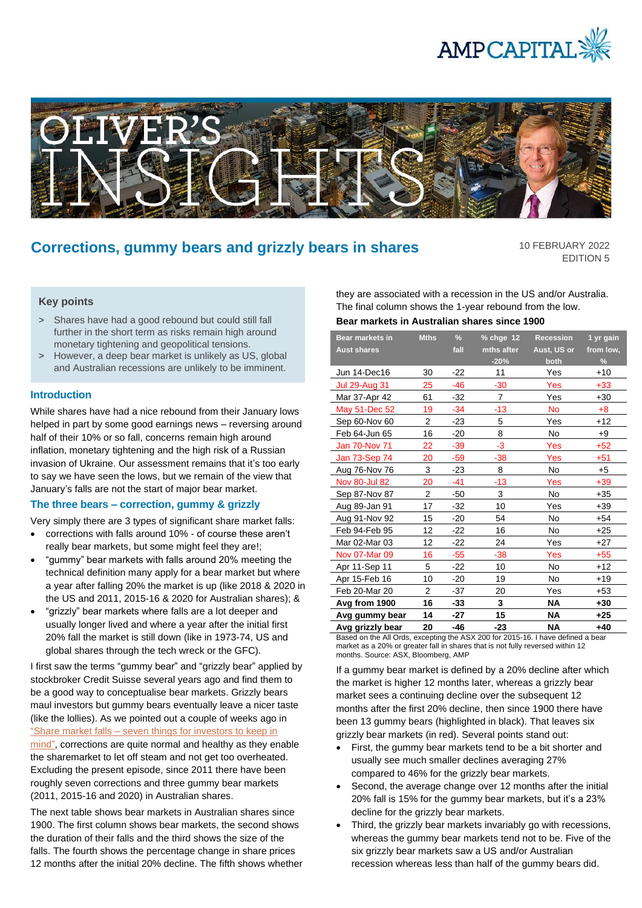# Corrections, gummy bears and grizzly bears in shares

10 FEBRUARY 2022
EDITION 5

## Key points

> Shares have had a good rebound but could still fall further in the short term as risks remain high around monetary tightening and geopolitical tensions.

> However, a deep bear market is unlikely as US, global and Australian recessions are unlikely to be imminent.

## Introduction

While shares have had a nice rebound from their January lows helped in part by some good earnings news – reversing around half of their 10% or so fall, concerns remain high around inflation, monetary tightening and the high risk of a Russian invasion of Ukraine. Our assessment remains that it's too early to say we have seen the lows, but we remain of the view that January's falls are not the start of major bear market.

## The three bears – correction, gummy & grizzly

Very simply there are 3 types of significant share market falls:

- corrections with falls around 10% - of course these aren't really bear markets, but some might feel they are!;
- "gummy" bear markets with falls around 20% meeting the technical definition many apply for a bear market but where a year after falling 20% the market is up (like 2018 & 2020 in the US and 2011, 2015-16 & 2020 for Australian shares); &
- "grizzly" bear markets where falls are a lot deeper and usually longer lived and where a year after the initial first 20% fall the market is still down (like in 1973-74, US and global shares through the tech wreck or the GFC).

I first saw the terms "gummy bear" and "grizzly bear" applied by stockbroker Credit Suisse several years ago and find them to be a good way to conceptualise bear markets. Grizzly bears maul investors but gummy bears eventually leave a nicer taste (like the lollies). As we pointed out a couple of weeks ago in "Share market falls – seven things for investors to keep in mind", corrections are quite normal and healthy as they enable the sharemarket to let off steam and not get too overheated. Excluding the present episode, since 2011 there have been roughly seven corrections and three gummy bear markets (2011, 2015-16 and 2020) in Australian shares.

The next table shows bear markets in Australian shares since 1900. The first column shows bear markets, the second shows the duration of their falls and the third shows the size of the falls. The fourth shows the percentage change in share prices 12 months after the initial 20% decline. The fifth shows whether they are associated with a recession in the US and/or Australia. The final column shows the 1-year rebound from the low.

**Bear markets in Australian shares since 1900**

| Bear markets in Aust shares | Mths | % fall | % chge 12 mths after -20% | Recession Aust, US or both | 1 yr gain from low, % |
|---|---|---|---|---|---|
| Jun 14-Dec16 | 30 | -22 | 11 | Yes | +10 |
| Jul 29-Aug 31 | 25 | -46 | -30 | Yes | +33 |
| Mar 37-Apr 42 | 61 | -32 | 7 | Yes | +30 |
| May 51-Dec 52 | 19 | -34 | -13 | No | +8 |
| Sep 60-Nov 60 | 2 | -23 | 5 | Yes | +12 |
| Feb 64-Jun 65 | 16 | -20 | 8 | No | +9 |
| Jan 70-Nov 71 | 22 | -39 | -3 | Yes | +52 |
| Jan 73-Sep 74 | 20 | -59 | -38 | Yes | +51 |
| Aug 76-Nov 76 | 3 | -23 | 8 | No | +5 |
| Nov 80-Jul 82 | 20 | -41 | -13 | Yes | +39 |
| Sep 87-Nov 87 | 2 | -50 | 3 | No | +35 |
| Aug 89-Jan 91 | 17 | -32 | 10 | Yes | +39 |
| Aug 91-Nov 92 | 15 | -20 | 54 | No | +54 |
| Feb 94-Feb 95 | 12 | -22 | 16 | No | +25 |
| Mar 02-Mar 03 | 12 | -22 | 24 | Yes | +27 |
| Nov 07-Mar 09 | 16 | -55 | -38 | Yes | +55 |
| Apr 11-Sep 11 | 5 | -22 | 10 | No | +12 |
| Apr 15-Feb 16 | 10 | -20 | 19 | No | +19 |
| Feb 20-Mar 20 | 2 | -37 | 20 | Yes | +53 |
| **Avg from 1900** | **16** | **-33** | **3** | **NA** | **+30** |
| **Avg gummy bear** | **14** | **-27** | **15** | **NA** | **+25** |
| **Avg grizzly bear** | **20** | **-46** | **-23** | **NA** | **+40** |

Based on the All Ords, excepting the ASX 200 for 2015-16. I have defined a bear market as a 20% or greater fall in shares that is not fully reversed within 12 months. Source: ASX, Bloomberg, AMP

If a gummy bear market is defined by a 20% decline after which the market is higher 12 months later, whereas a grizzly bear market sees a continuing decline over the subsequent 12 months after the first 20% decline, then since 1900 there have been 13 gummy bears (highlighted in black). That leaves six grizzly bear markets (in red). Several points stand out:

- First, the gummy bear markets tend to be a bit shorter and usually see much smaller declines averaging 27% compared to 46% for the grizzly bear markets.
- Second, the average change over 12 months after the initial 20% fall is 15% for the gummy bear markets, but it's a 23% decline for the grizzly bear markets.
- Third, the grizzly bear markets invariably go with recessions, whereas the gummy bear markets tend not to be. Five of the six grizzly bear markets saw a US and/or Australian recession whereas less than half of the gummy bears did.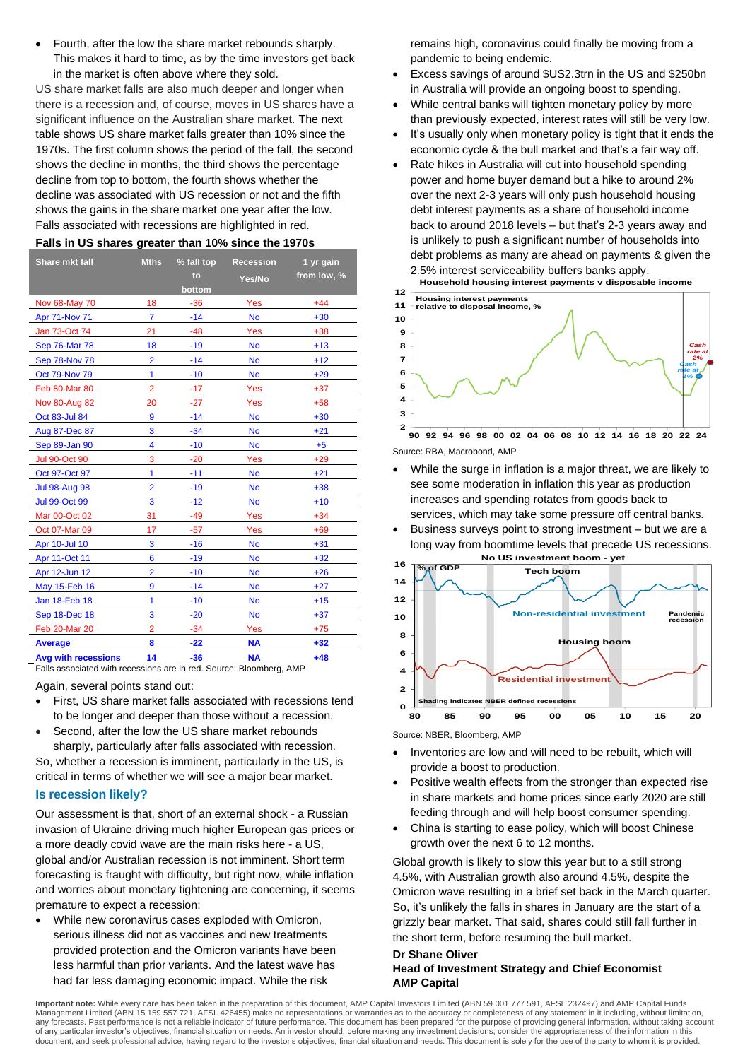- Fourth, after the low the share market rebounds sharply. This makes it hard to time, as by the time investors get back in the market is often above where they sold.

US share market falls are also much deeper and longer when there is a recession and, of course, moves in US shares have a significant influence on the Australian share market. The next table shows US share market falls greater than 10% since the 1970s. The first column shows the period of the fall, the second shows the decline in months, the third shows the percentage decline from top to bottom, the fourth shows whether the decline was associated with US recession or not and the fifth shows the gains in the share market one year after the low. Falls associated with recessions are highlighted in red.

**Falls in US shares greater than 10% since the 1970s**

| Share mkt fall | Mths | % fall top to bottom | Recession Yes/No | 1 yr gain from low, % |
|---|---|---|---|---|
| Nov 68-May 70 | 18 | -36 | Yes | +44 |
| Apr 71-Nov 71 | 7 | -14 | No | +30 |
| Jan 73-Oct 74 | 21 | -48 | Yes | +38 |
| Sep 76-Mar 78 | 18 | -19 | No | +13 |
| Sep 78-Nov 78 | 2 | -14 | No | +12 |
| Oct 79-Nov 79 | 1 | -10 | No | +29 |
| Feb 80-Mar 80 | 2 | -17 | Yes | +37 |
| Nov 80-Aug 82 | 20 | -27 | Yes | +58 |
| Oct 83-Jul 84 | 9 | -14 | No | +30 |
| Aug 87-Dec 87 | 3 | -34 | No | +21 |
| Sep 89-Jan 90 | 4 | -10 | No | +5 |
| Jul 90-Oct 90 | 3 | -20 | Yes | +29 |
| Oct 97-Oct 97 | 1 | -11 | No | +21 |
| Jul 98-Aug 98 | 2 | -19 | No | +38 |
| Jul 99-Oct 99 | 3 | -12 | No | +10 |
| Mar 00-Oct 02 | 31 | -49 | Yes | +34 |
| Oct 07-Mar 09 | 17 | -57 | Yes | +69 |
| Apr 10-Jul 10 | 3 | -16 | No | +31 |
| Apr 11-Oct 11 | 6 | -19 | No | +32 |
| Apr 12-Jun 12 | 2 | -10 | No | +26 |
| May 15-Feb 16 | 9 | -14 | No | +27 |
| Jan 18-Feb 18 | 1 | -10 | No | +15 |
| Sep 18-Dec 18 | 3 | -20 | No | +37 |
| Feb 20-Mar 20 | 2 | -34 | Yes | +75 |
| **Average** | **8** | **-22** | **NA** | **+32** |
| **Avg with recessions** | **14** | **-36** | **NA** | **+48** |

Falls associated with recessions are in red. Source: Bloomberg, AMP

Again, several points stand out:

- First, US share market falls associated with recessions tend to be longer and deeper than those without a recession.
- Second, after the low the US share market rebounds sharply, particularly after falls associated with recession.

So, whether a recession is imminent, particularly in the US, is critical in terms of whether we will see a major bear market.

## Is recession likely?

Our assessment is that, short of an external shock - a Russian invasion of Ukraine driving much higher European gas prices or a more deadly covid wave are the main risks here - a US, global and/or Australian recession is not imminent. Short term forecasting is fraught with difficulty, but right now, while inflation and worries about monetary tightening are concerning, it seems premature to expect a recession:

- While new coronavirus cases exploded with Omicron, serious illness did not as vaccines and new treatments provided protection and the Omicron variants have been less harmful than prior variants. And the latest wave has had far less damaging economic impact. While the risk remains high, coronavirus could finally be moving from a pandemic to being endemic.
- Excess savings of around $US2.3trn in the US and $250bn in Australia will provide an ongoing boost to spending.
- While central banks will tighten monetary policy by more than previously expected, interest rates will still be very low.
- It's usually only when monetary policy is tight that it ends the economic cycle & the bull market and that's a fair way off.
- Rate hikes in Australia will cut into household spending power and home buyer demand but a hike to around 2% over the next 2-3 years will only push household housing debt interest payments as a share of household income back to around 2018 levels – but that's 2-3 years away and is unlikely to push a significant number of households into debt problems as many are ahead on payments & given the 2.5% interest serviceability buffers banks apply.

**Household housing interest payments v disposable income**

Housing interest payments relative to disposal income, %

Cash rate at 2%

Cash rate at 1%

90 92 94 96 98 00 02 04 06 08 10 12 14 16 18 20 22 24

Source: RBA, Macrobond, AMP

- While the surge in inflation is a major threat, we are likely to see some moderation in inflation this year as production increases and spending rotates from goods back to services, which may take some pressure off central banks.
- Business surveys point to strong investment – but we are a long way from boomtime levels that precede US recessions.

**No US investment boom - yet**

% of GDP

Tech boom

Non-residential investment

Pandemic recession

Housing boom

Residential investment

Shading indicates NBER defined recessions

80 85 90 95 00 05 10 15 20

Source: NBER, Bloomberg, AMP

- Inventories are low and will need to be rebuilt, which will provide a boost to production.
- Positive wealth effects from the stronger than expected rise in share markets and home prices since early 2020 are still feeding through and will help boost consumer spending.
- China is starting to ease policy, which will boost Chinese growth over the next 6 to 12 months.

Global growth is likely to slow this year but to a still strong 4.5%, with Australian growth also around 4.5%, despite the Omicron wave resulting in a brief set back in the March quarter. So, it's unlikely the falls in shares in January are the start of a grizzly bear market. That said, shares could still fall further in the short term, before resuming the bull market.

**Dr Shane Oliver**
**Head of Investment Strategy and Chief Economist**
**AMP Capital**

**Important note:** While every care has been taken in the preparation of this document, AMP Capital Investors Limited (ABN 59 001 777 591, AFSL 232497) and AMP Capital Funds Management Limited (ABN 15 159 557 721, AFSL 426455) make no representations or warranties as to the accuracy or completeness of any statement in it including, without limitation, any forecasts. Past performance is not a reliable indicator of future performance. This document has been prepared for the purpose of providing general information, without taking account of any particular investor's objectives, financial situation or needs. An investor should, before making any investment decisions, consider the appropriateness of the information in this document, and seek professional advice, having regard to the investor's objectives, financial situation and needs. This document is solely for the use of the party to whom it is provided.